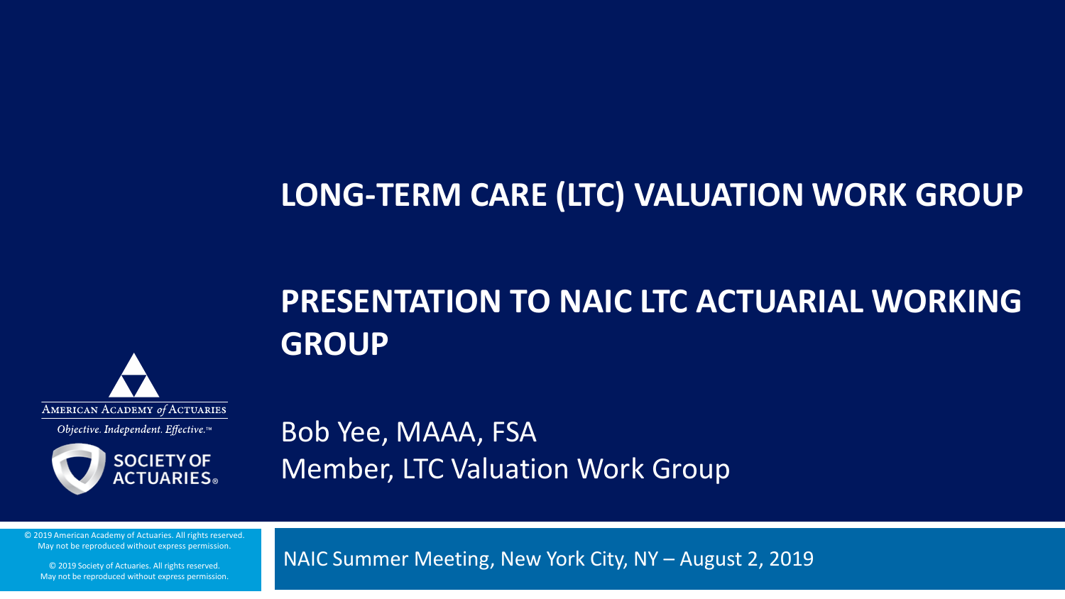# LONG-TERM CARE (LTC) VALUATION WORK GROUP

## PRESENTATION TO NAIC LTC ACTUARIAL WORKING GROUP

AMERICAN ACADEMY *of* ACTUARIES

*Objective. Independent. Effective.™*

SOCIETY OF ACTUARIES®

Bob Yee, MAAA, FSA
Member, LTC Valuation Work Group

© 2019 American Academy of Actuaries. All rights reserved. May not be reproduced without express permission.

© 2019 Society of Actuaries. All rights reserved. May not be reproduced without express permission.

NAIC Summer Meeting, New York City, NY – August 2, 2019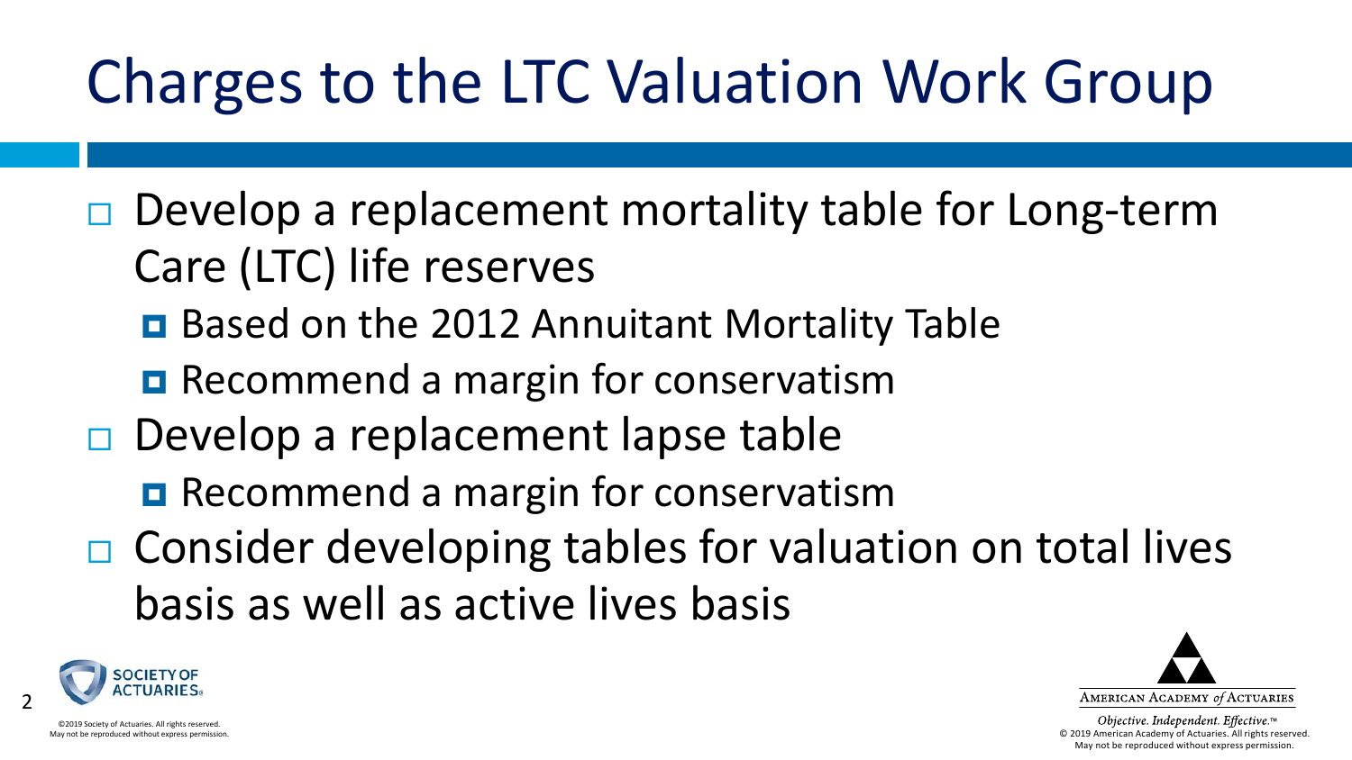# Charges to the LTC Valuation Work Group

- Develop a replacement mortality table for Long-term Care (LTC) life reserves
  - Based on the 2012 Annuitant Mortality Table
  - Recommend a margin for conservatism
- Develop a replacement lapse table
  - Recommend a margin for conservatism
- Consider developing tables for valuation on total lives basis as well as active lives basis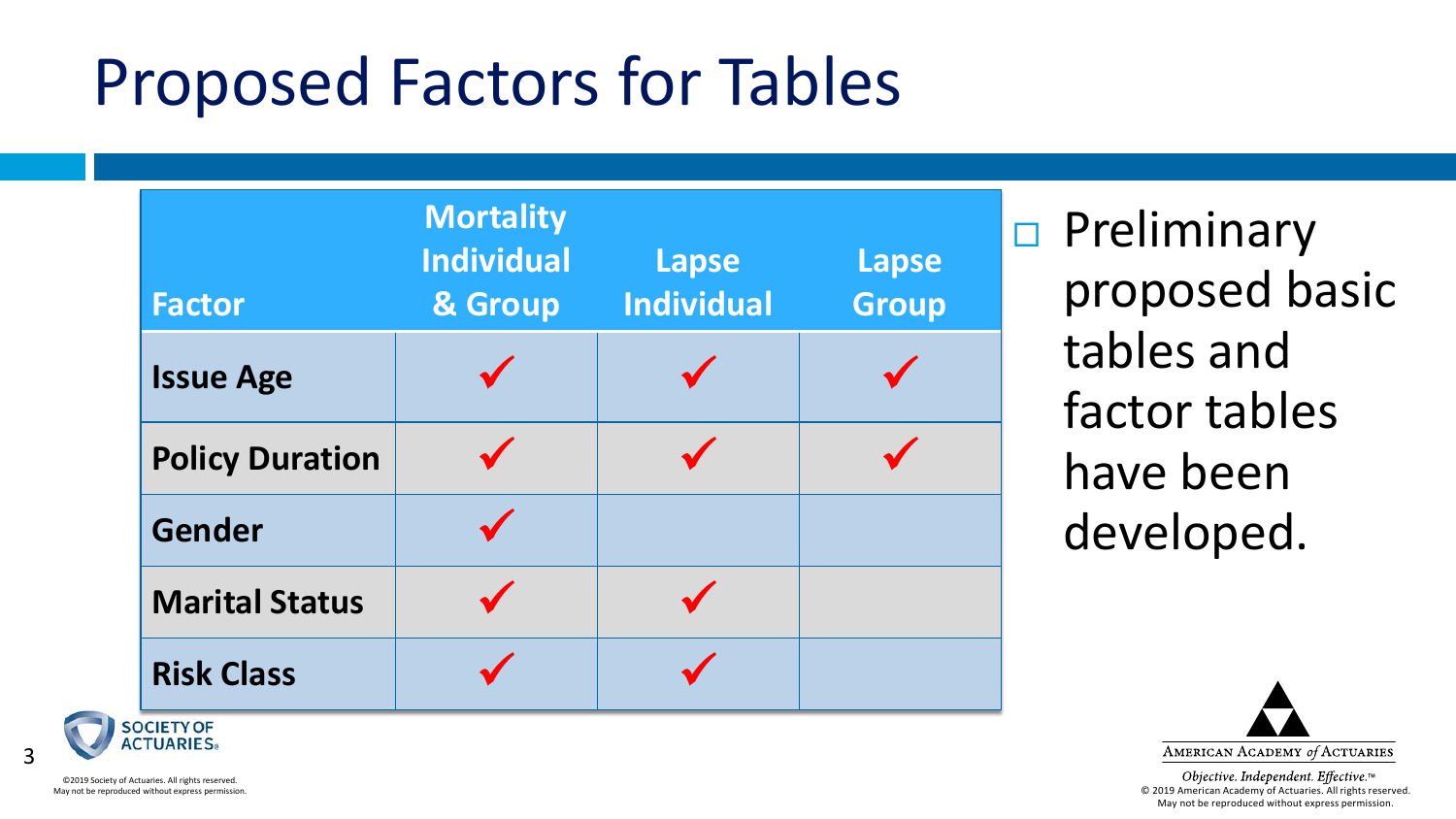# Proposed Factors for Tables

| Factor | Mortality Individual & Group | Lapse Individual | Lapse Group |
|---|---|---|---|
| **Issue Age** | ✓ | ✓ | ✓ |
| **Policy Duration** | ✓ | ✓ | ✓ |
| **Gender** | ✓ | | |
| **Marital Status** | ✓ | ✓ | |
| **Risk Class** | ✓ | ✓ | |

- Preliminary proposed basic tables and factor tables have been developed.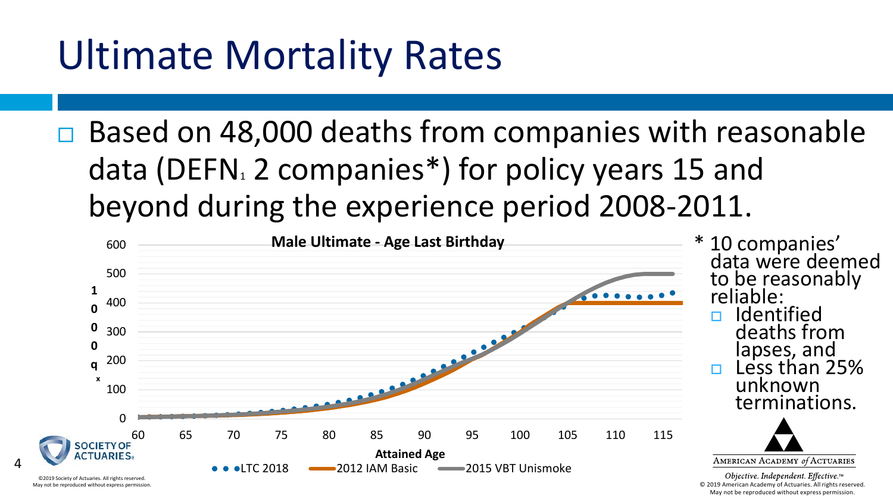# Ultimate Mortality Rates

- Based on 48,000 deaths from companies with reasonable data (DEFN 1 2 companies*) for policy years 15 and beyond during the experience period 2008-2011.

**Male Ultimate - Age Last Birthday**

Y-axis: $1000 q_x$ (0–600)

X-axis: Attained Age (60–115)

Legend: LTC 2018 · 2012 IAM Basic · 2015 VBT Unismoke

\* 10 companies' data were deemed to be reasonably reliable:

- Identified deaths from lapses, and
- Less than 25% unknown terminations.

AMERICAN ACADEMY *of* ACTUARIES

*Objective. Independent. Effective.*™

© 2019 American Academy of Actuaries. All rights reserved. May not be reproduced without express permission.

©2019 Society of Actuaries. All rights reserved. May not be reproduced without express permission.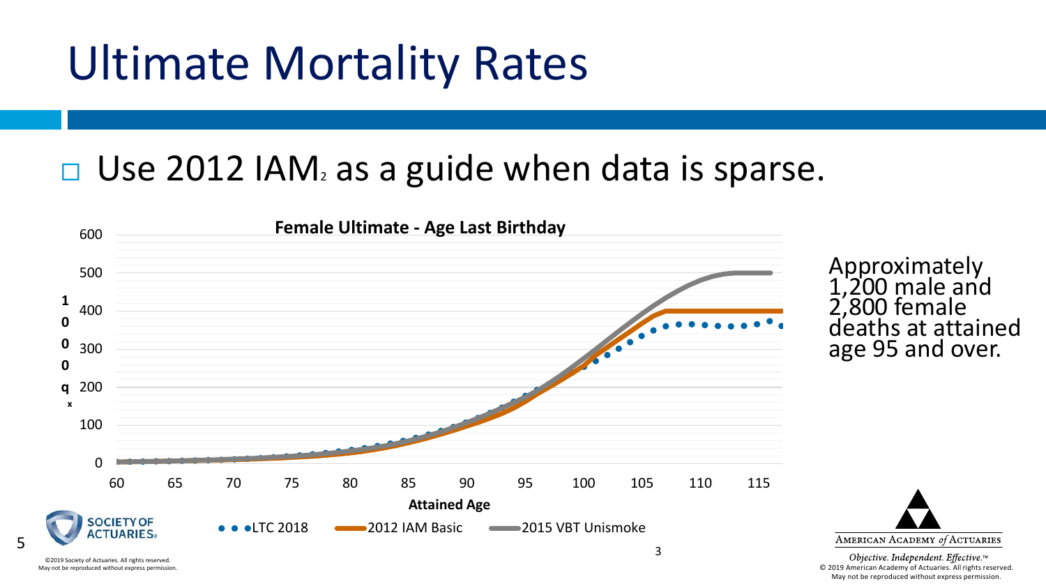# Ultimate Mortality Rates

- Use 2012 $IAM_2$ as a guide when data is sparse.

**Female Ultimate - Age Last Birthday**

Approximately 1,200 male and 2,800 female deaths at attained age 95 and over.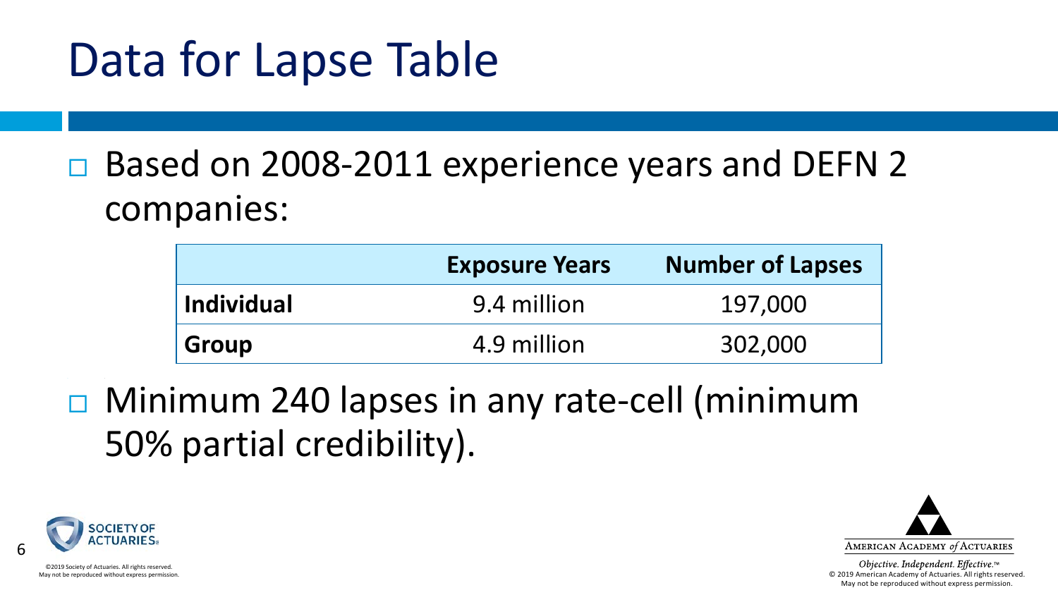# Data for Lapse Table

- Based on 2008-2011 experience years and DEFN 2 companies:

| | Exposure Years | Number of Lapses |
|---|---|---|
| **Individual** | 9.4 million | 197,000 |
| **Group** | 4.9 million | 302,000 |

- Minimum 240 lapses in any rate-cell (minimum 50% partial credibility).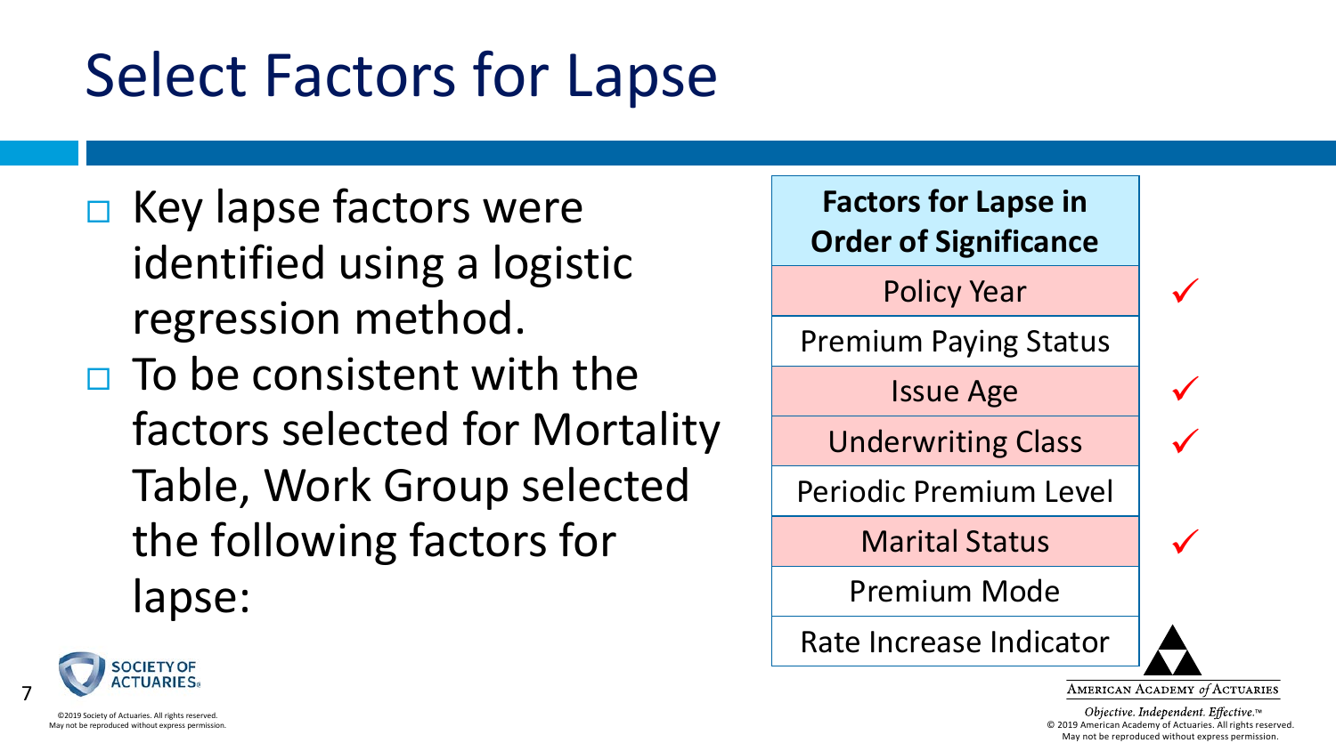# Select Factors for Lapse

- Key lapse factors were identified using a logistic regression method.
- To be consistent with the factors selected for Mortality Table, Work Group selected the following factors for lapse:

| Factors for Lapse in Order of Significance | Selected |
|---|---|
| Policy Year | ✓ |
| Premium Paying Status | |
| Issue Age | ✓ |
| Underwriting Class | ✓ |
| Periodic Premium Level | |
| Marital Status | ✓ |
| Premium Mode | |
| Rate Increase Indicator | |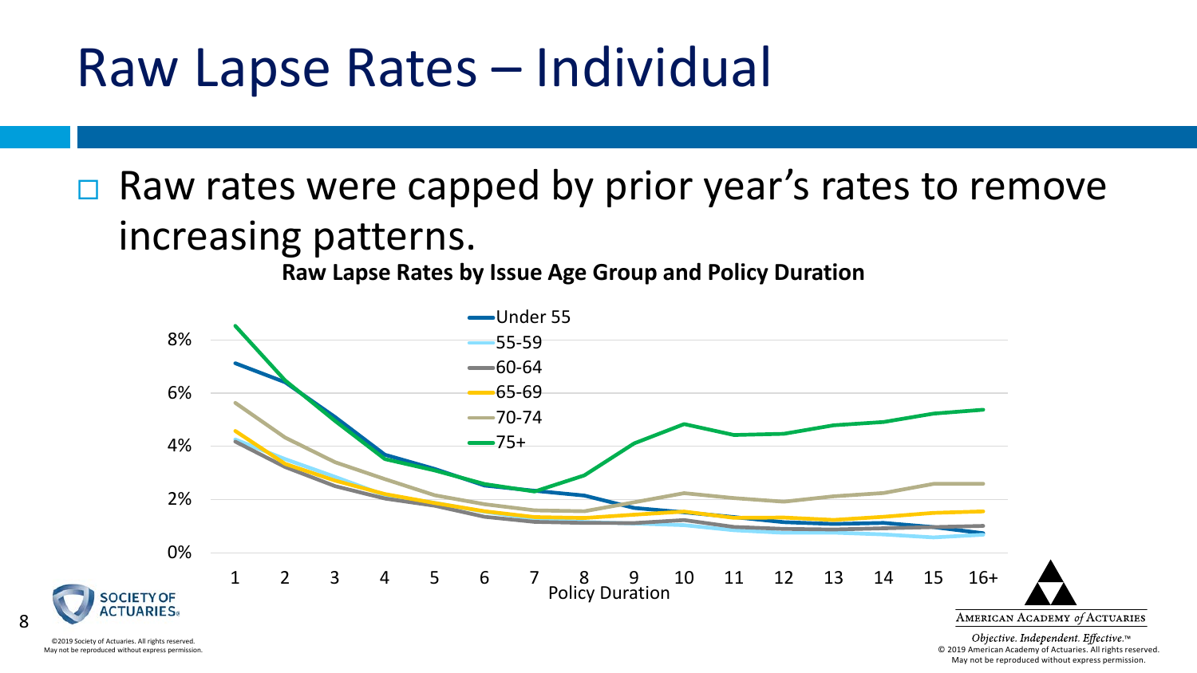# Raw Lapse Rates – Individual

- Raw rates were capped by prior year's rates to remove increasing patterns.

**Raw Lapse Rates by Issue Age Group and Policy Duration**

Legend: Under 55, 55-59, 60-64, 65-69, 70-74, 75+

Y-axis: 0%, 2%, 4%, 6%, 8%

X-axis: Policy Duration — 1, 2, 3, 4, 5, 6, 7, 8, 9, 10, 11, 12, 13, 14, 15, 16+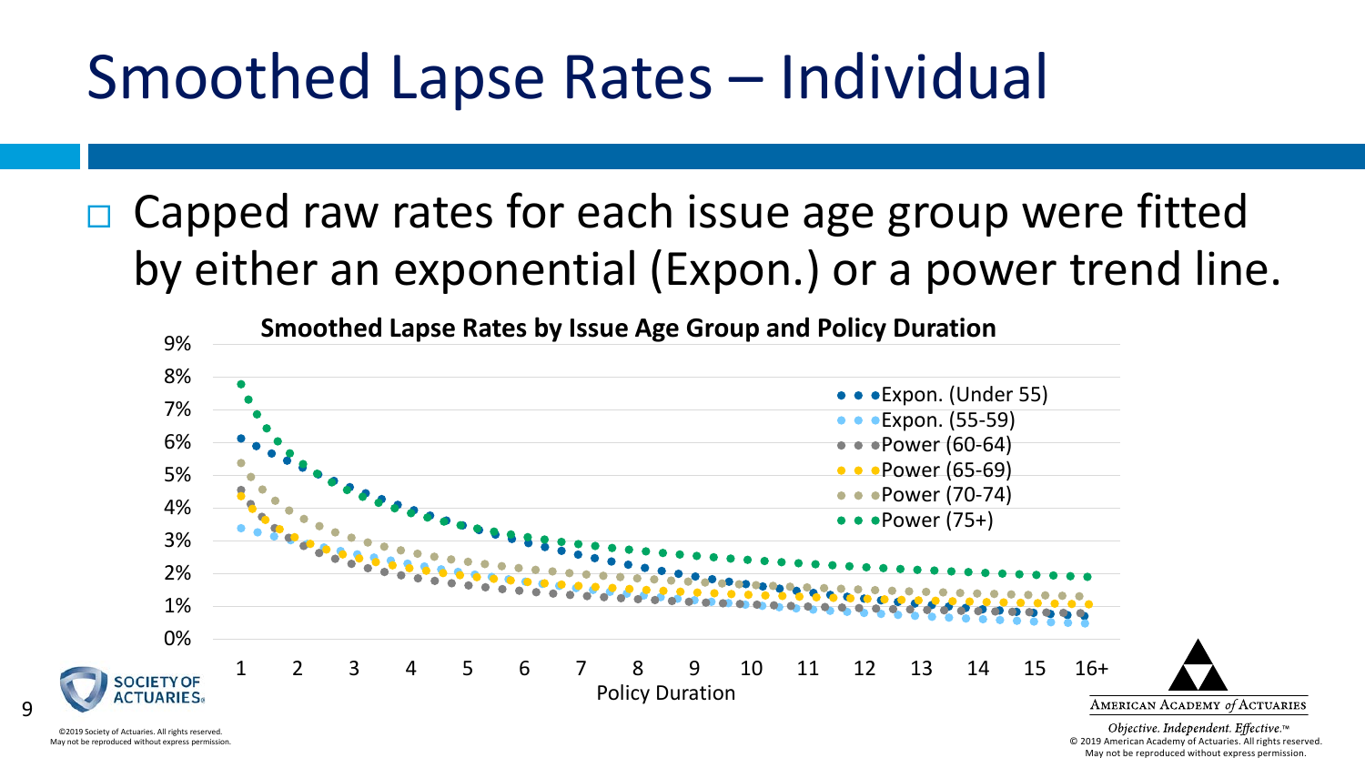# Smoothed Lapse Rates – Individual

- Capped raw rates for each issue age group were fitted by either an exponential (Expon.) or a power trend line.

**Smoothed Lapse Rates by Issue Age Group and Policy Duration**

Legend: Expon. (Under 55), Expon. (55-59), Power (60-64), Power (65-69), Power (70-74), Power (75+)

Y-axis: 0%, 1%, 2%, 3%, 4%, 5%, 6%, 7%, 8%, 9%

X-axis: Policy Duration — 1, 2, 3, 4, 5, 6, 7, 8, 9, 10, 11, 12, 13, 14, 15, 16+

©2019 Society of Actuaries. All rights reserved. May not be reproduced without express permission.

*Objective. Independent. Effective.™*
© 2019 American Academy of Actuaries. All rights reserved. May not be reproduced without express permission.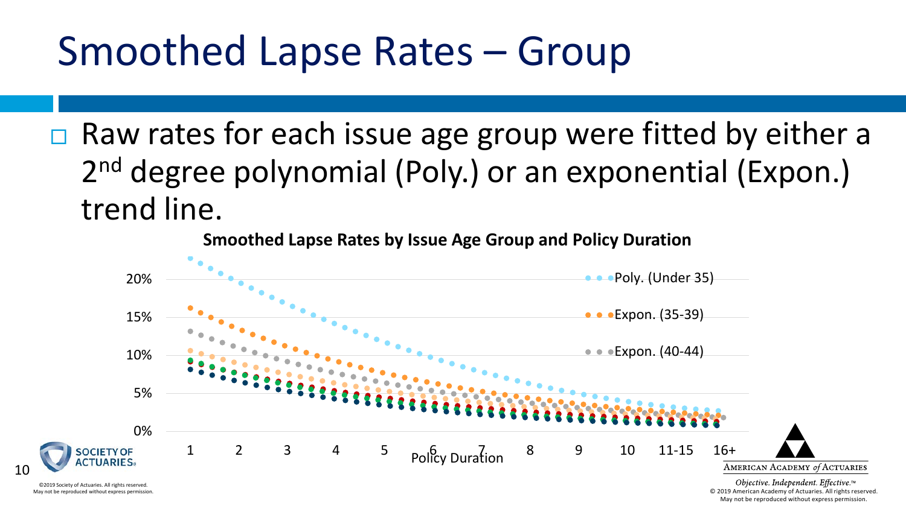# Smoothed Lapse Rates – Group

- Raw rates for each issue age group were fitted by either a 2nd degree polynomial (Poly.) or an exponential (Expon.) trend line.

**Smoothed Lapse Rates by Issue Age Group and Policy Duration**

Legend: Poly. (Under 35); Expon. (35-39); Expon. (40-44)

Y-axis: 0%, 5%, 10%, 15%, 20%

X-axis: Policy Duration — 1, 2, 3, 4, 5, 6, 7, 8, 9, 10, 11-15, 16+

©2019 Society of Actuaries. All rights reserved. May not be reproduced without express permission.

*Objective. Independent. Effective.*™
© 2019 American Academy of Actuaries. All rights reserved. May not be reproduced without express permission.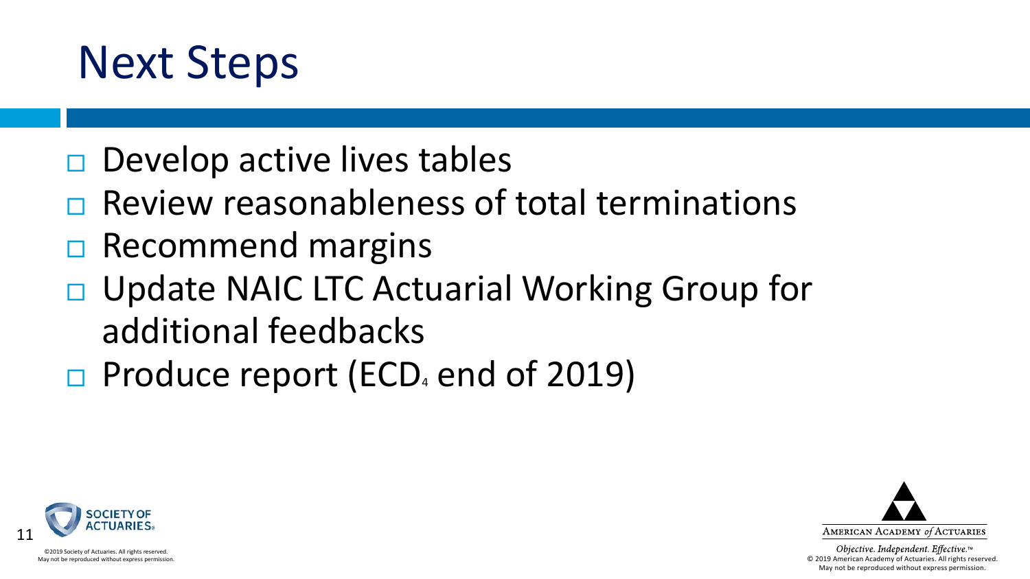# Next Steps

- Develop active lives tables
- Review reasonableness of total terminations
- Recommend margins
- Update NAIC LTC Actuarial Working Group for additional feedbacks
- Produce report (ECD[4] end of 2019)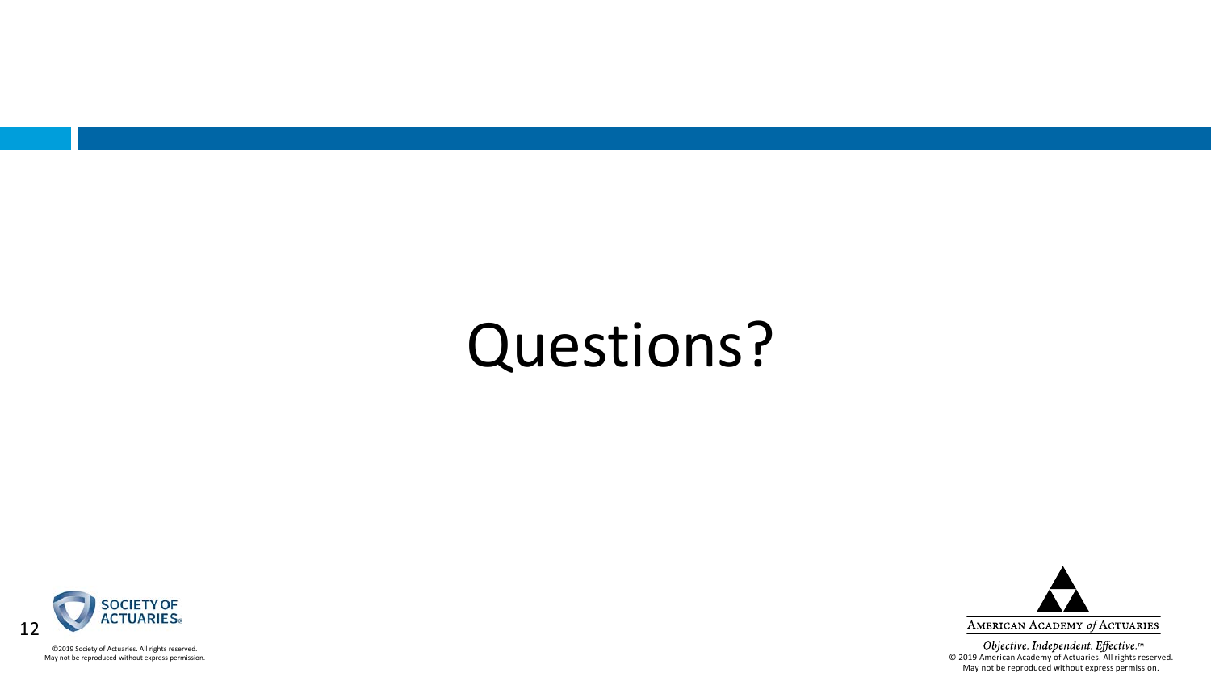# Questions?

©2019 Society of Actuaries. All rights reserved.
May not be reproduced without express permission.

*Objective. Independent. Effective.*™
© 2019 American Academy of Actuaries. All rights reserved.
May not be reproduced without express permission.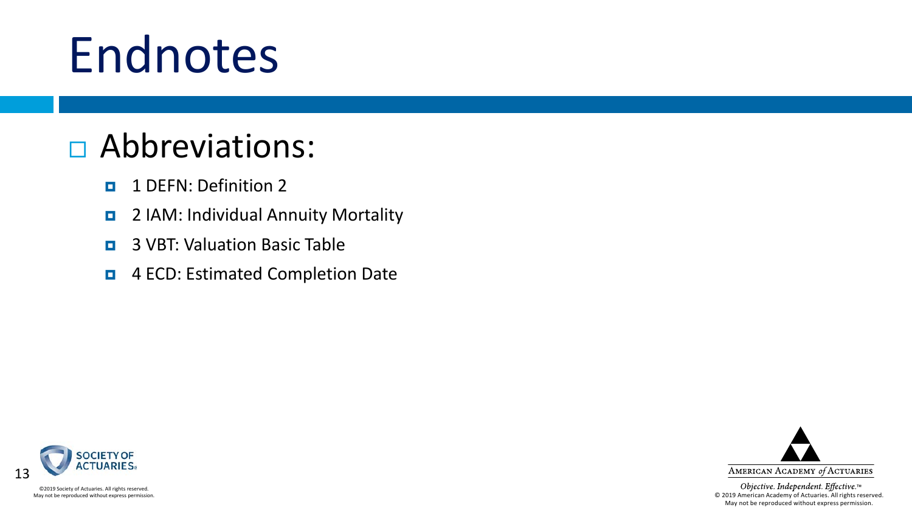# Endnotes

- Abbreviations:
  - 1 DEFN: Definition 2
  - 2 IAM: Individual Annuity Mortality
  - 3 VBT: Valuation Basic Table
  - 4 ECD: Estimated Completion Date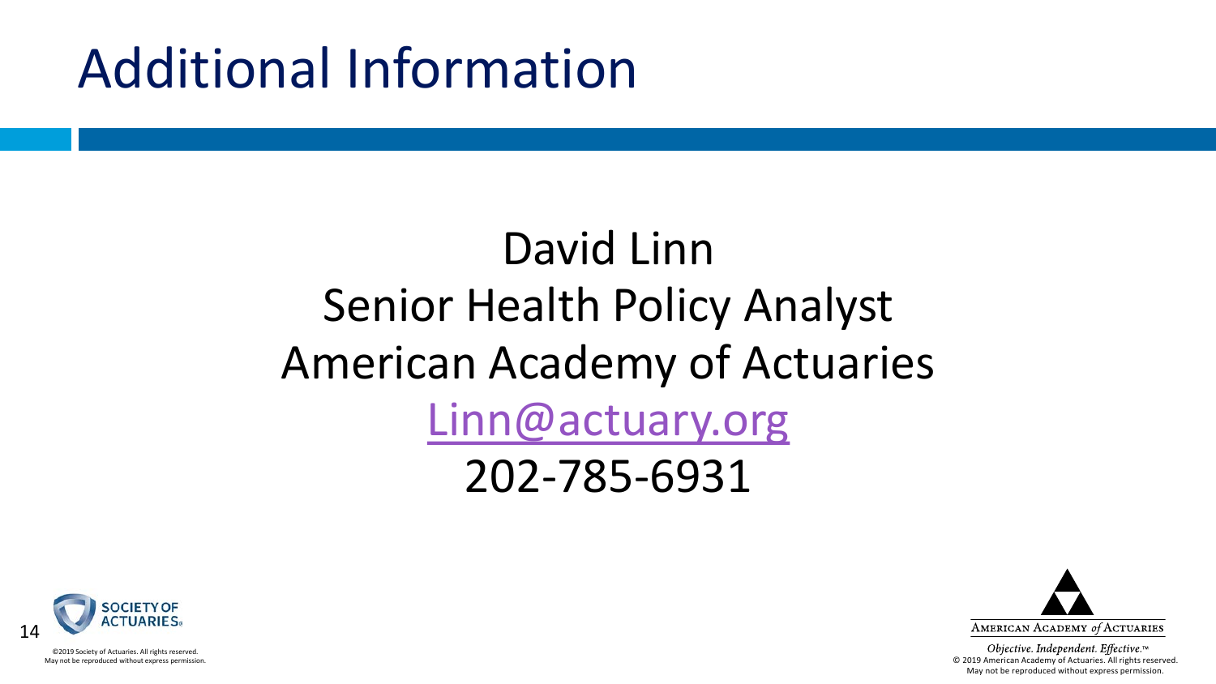# Additional Information

David Linn

Senior Health Policy Analyst

American Academy of Actuaries

Linn@actuary.org

202-785-6931

©2019 Society of Actuaries. All rights reserved. May not be reproduced without express permission.

American Academy of Actuaries

*Objective. Independent. Effective.*™

© 2019 American Academy of Actuaries. All rights reserved. May not be reproduced without express permission.